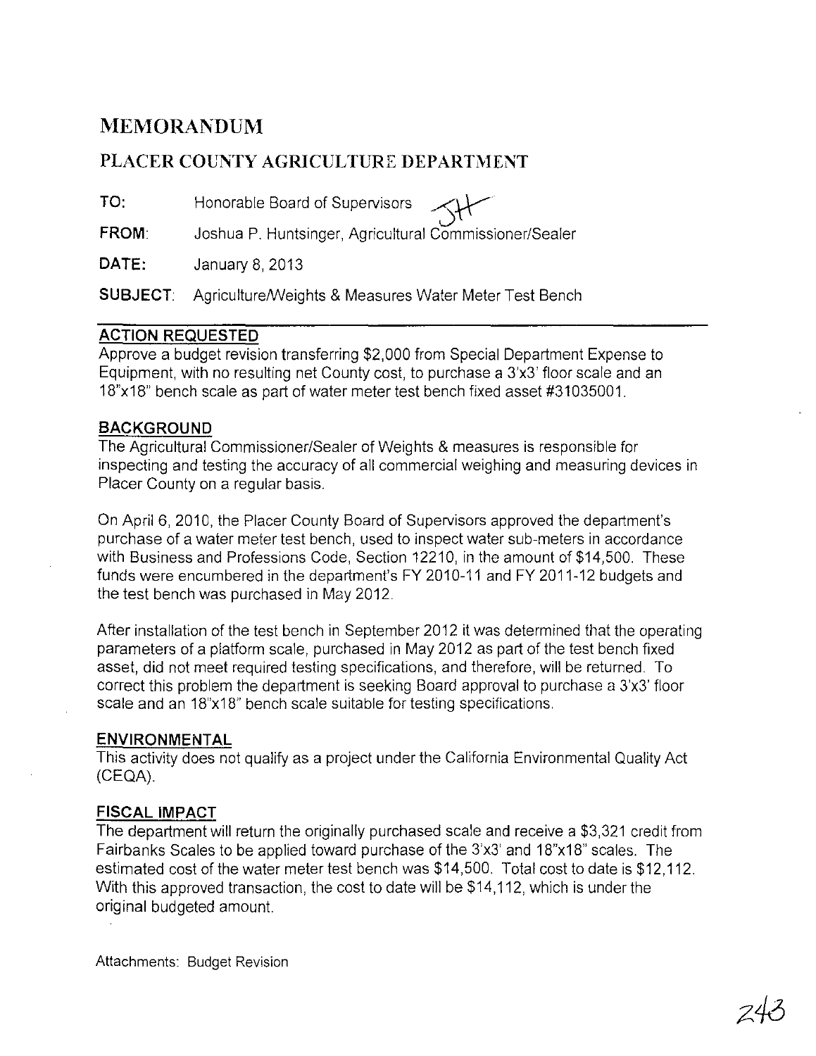# MEMORANDUM

## PLACER COUNTY AGRICULTURE DEPARTMENT

**TO:** Honorable Board of Supervisors

**FROM:** Joshua P. Huntsinger, Agricultural Commissioner/Sealer

**DATE:** January 8, 2013

**SUBJECT:** Agriculture/Weights & Measures Water Meter Test Bench

---

### ACTION REQUESTED

Approve a budget revision transferring $2,000 from Special Department Expense to Equipment, with no resulting net County cost, to purchase a 3'x3' floor scale and an 18"x18" bench scale as part of water meter test bench fixed asset #31035001.

### BACKGROUND

The Agricultural Commissioner/Sealer of Weights & measures is responsible for inspecting and testing the accuracy of all commercial weighing and measuring devices in Placer County on a regular basis.

On April 6, 2010, the Placer County Board of Supervisors approved the department's purchase of a water meter test bench, used to inspect water sub-meters in accordance with Business and Professions Code, Section 12210, in the amount of $14,500. These funds were encumbered in the department's FY 2010-11 and FY 2011-12 budgets and the test bench was purchased in May 2012.

After installation of the test bench in September 2012 it was determined that the operating parameters of a platform scale, purchased in May 2012 as part of the test bench fixed asset, did not meet required testing specifications, and therefore, will be returned. To correct this problem the department is seeking Board approval to purchase a 3'x3' floor scale and an 18"x18" bench scale suitable for testing specifications.

### ENVIRONMENTAL

This activity does not qualify as a project under the California Environmental Quality Act (CEQA).

### FISCAL IMPACT

The department will return the originally purchased scale and receive a $3,321 credit from Fairbanks Scales to be applied toward purchase of the 3'x3' and 18"x18" scales. The estimated cost of the water meter test bench was $14,500. Total cost to date is $12,112. With this approved transaction, the cost to date will be $14,112, which is under the original budgeted amount.

Attachments: Budget Revision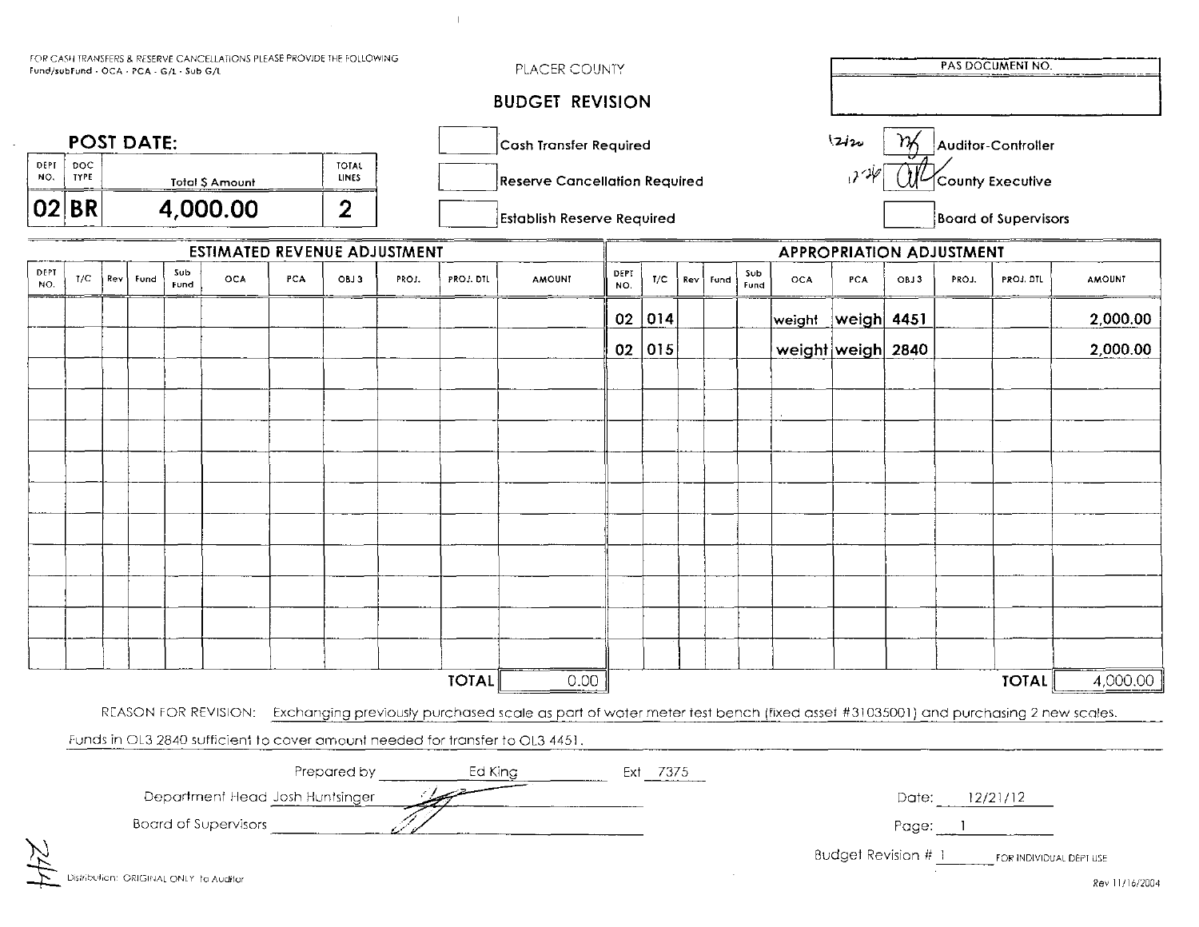FOR CASH TRANSFERS & RESERVE CANCELLATIONS PLEASE PROVIDE THE FOLLOWING
Fund/subFund - OCA - PCA - G/L - Sub G/L

PLACER COUNTY

# BUDGET REVISION

| PAS DOCUMENT NO. |
| --- |
| |

**POST DATE:**

| DEPT NO. | DOC TYPE | Total $ Amount | TOTAL LINES |
| --- | --- | --- | --- |
| 02 | BR | 4,000.00 | 2 |

☐ Cash Transfer Required

☐ Reserve Cancellation Required

☐ Establish Reserve Required

12/20 [initials] Auditor-Controller

12/26 [initials] County Executive

☐ Board of Supervisors

## ESTIMATED REVENUE ADJUSTMENT

| DEPT NO. | T/C | Rev | Fund | Sub Fund | OCA | PCA | OBJ 3 | PROJ. | PROJ. DTL | AMOUNT |
| --- | --- | --- | --- | --- | --- | --- | --- | --- | --- | --- |
| | | | | | | | | | TOTAL | 0.00 |

## APPROPRIATION ADJUSTMENT

| DEPT NO. | T/C | Rev | Fund | Sub Fund | OCA | PCA | OBJ 3 | PROJ. | PROJ. DTL | AMOUNT |
| --- | --- | --- | --- | --- | --- | --- | --- | --- | --- | --- |
| 02 | 014 | | | | weight | weigh | 4451 | | | 2,000.00 |
| 02 | 015 | | | | weight | weigh | 2840 | | | 2,000.00 |
| | | | | | | | | | TOTAL | 4,000.00 |

REASON FOR REVISION: Exchanging previously purchased scale as part of water meter test bench (fixed asset #31035001) and purchasing 2 new scales. Funds in OL3 2840 sufficient to cover amount needed for transfer to OL3 4451.

Prepared by Ed King Ext 7375

Department Head Josh Huntsinger [signature]

Board of Supervisors ______________

Date: 12/21/12

Page: 1

Budget Revision # 1 FOR INDIVIDUAL DEPT USE

Distribution: ORIGINAL ONLY to Auditor

244

Rev 11/16/2004